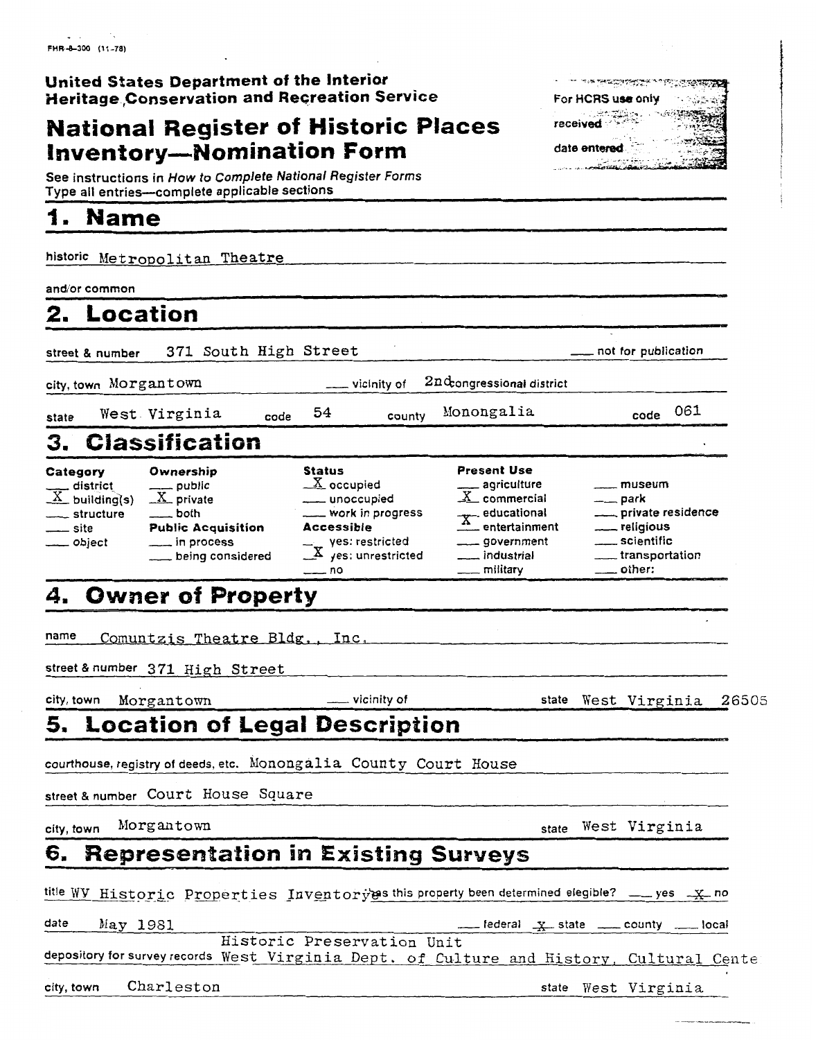FHR-8-300 (11-78)

**United States Department of the Interior**
**Heritage Conservation and Recreation Service**

# National Register of Historic Places Inventory—Nomination Form

For HCRS use only
received
date entered

See instructions in *How to Complete National Register Forms*
Type all entries—complete applicable sections

## 1. Name

historic Metropolitan Theatre

and/or common

## 2. Location

street & number 371 South High Street ___ not for publication

city, town Morgantown ___ vicinity of 2nd congressional district

state West Virginia code 54 county Monongalia code 061

## 3. Classification

| Category | Ownership | Status | Present Use | |
|---|---|---|---|---|
| ___ district | ___ public | X occupied | ___ agriculture | ___ museum |
| X building(s) | X private | ___ unoccupied | X commercial | ___ park |
| ___ structure | ___ both | ___ work in progress | ___ educational | ___ private residence |
| ___ site | **Public Acquisition** | **Accessible** | X entertainment | ___ religious |
| ___ object | ___ in process | ___ yes: restricted | ___ government | ___ scientific |
| | ___ being considered | X yes: unrestricted | ___ industrial | ___ transportation |
| | | ___ no | ___ military | ___ other: |

## 4. Owner of Property

name Comuntzis Theatre Bldg., Inc.

street & number 371 High Street

city, town Morgantown ___ vicinity of state West Virginia 26505

## 5. Location of Legal Description

courthouse, registry of deeds, etc. Monongalia County Court House

street & number Court House Square

city, town Morgantown state West Virginia

## 6. Representation in Existing Surveys

title WV Historic Properties Inventory has this property been determined elegible? ___ yes X no

date May 1981 ___ federal X state ___ county ___ local

depository for survey records Historic Preservation Unit West Virginia Dept. of Culture and History, Cultural Cente

city, town Charleston state West Virginia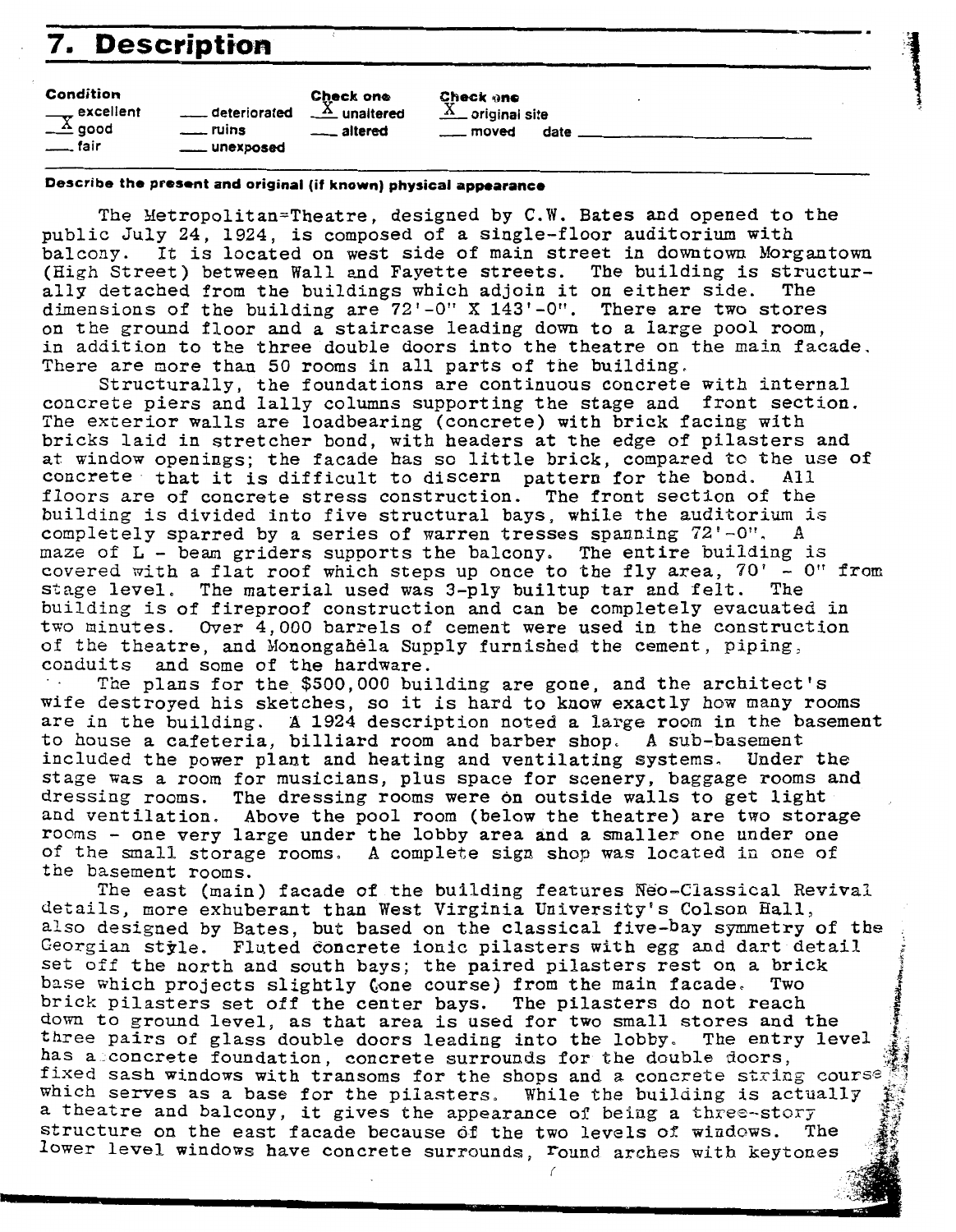# 7. Description

| Condition | | Check one | Check one |
|---|---|---|---|
| ___ excellent | ___ deteriorated | X unaltered | X original site |
| X good | ___ ruins | ___ altered | ___ moved date ___ |
| ___ fair | ___ unexposed | | |

**Describe the present and original (if known) physical appearance**

The Metropolitan=Theatre, designed by C.W. Bates and opened to the public July 24, 1924, is composed of a single-floor auditorium with balcony. It is located on west side of main street in downtown Morgantown (High Street) between Wall and Fayette streets. The building is structurally detached from the buildings which adjoin it on either side. The dimensions of the building are 72'-0" X 143'-0". There are two stores on the ground floor and a staircase leading down to a large pool room, in addition to the three double doors into the theatre on the main facade. There are more than 50 rooms in all parts of the building.

Structurally, the foundations are continuous concrete with internal concrete piers and lally columns supporting the stage and front section. The exterior walls are loadbearing (concrete) with brick facing with bricks laid in stretcher bond, with headers at the edge of pilasters and at window openings; the facade has so little brick, compared to the use of concrete that it is difficult to discern pattern for the bond. All floors are of concrete stress construction. The front section of the building is divided into five structural bays, while the auditorium is completely sparred by a series of warren tresses spanning 72'-0". A maze of L - beam griders supports the balcony. The entire building is covered with a flat roof which steps up once to the fly area, 70' - 0" from stage level. The material used was 3-ply builtup tar and felt. The building is of fireproof construction and can be completely evacuated in two minutes. Over 4,000 barrels of cement were used in the construction of the theatre, and Monongahèla Supply furnished the cement, piping, conduits and some of the hardware.

The plans for the $500,000 building are gone, and the architect's wife destroyed his sketches, so it is hard to know exactly how many rooms are in the building. A 1924 description noted a large room in the basement to house a cafeteria, billiard room and barber shop. A sub-basement included the power plant and heating and ventilating systems. Under the stage was a room for musicians, plus space for scenery, baggage rooms and dressing rooms. The dressing rooms were on outside walls to get light and ventilation. Above the pool room (below the theatre) are two storage rooms - one very large under the lobby area and a smaller one under one of the small storage rooms. A complete sign shop was located in one of the basement rooms.

The east (main) facade of the building features Neo-Classical Revival details, more exhuberant than West Virginia University's Colson Hall, also designed by Bates, but based on the classical five-bay symmetry of the Georgian style. Fluted concrete ionic pilasters with egg and dart detail set off the north and south bays; the paired pilasters rest on a brick base which projects slightly (one course) from the main facade. Two brick pilasters set off the center bays. The pilasters do not reach down to ground level, as that area is used for two small stores and the three pairs of glass double doors leading into the lobby. The entry level has a concrete foundation, concrete surrounds for the double doors, fixed sash windows with transoms for the shops and a concrete string course which serves as a base for the pilasters. While the building is actually a theatre and balcony, it gives the appearance of being a three-story structure on the east facade because of the two levels of windows. The lower level windows have concrete surrounds, round arches with keytones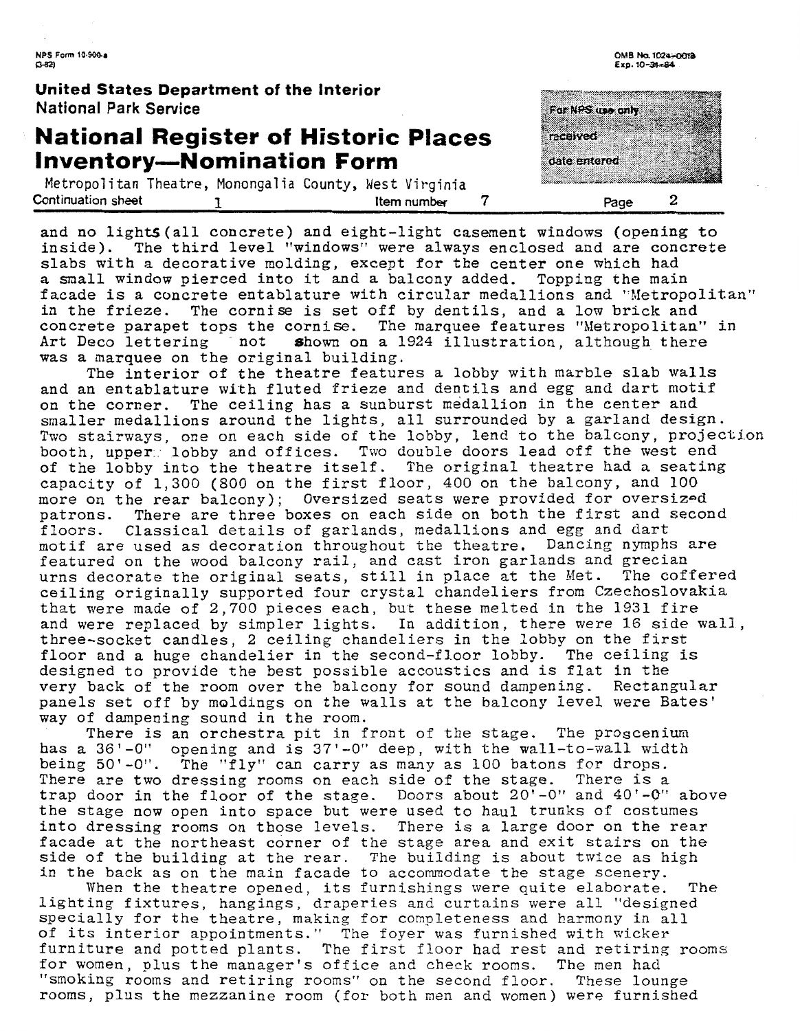and no lights (all concrete) and eight-light casement windows (opening to inside). The third level "windows" were always enclosed and are concrete slabs with a decorative molding, except for the center one which had a small window pierced into it and a balcony added. Topping the main facade is a concrete entablature with circular medallions and "Metropolitan" in the frieze. The cornise is set off by dentils, and a low brick and concrete parapet tops the cornise. The marquee features "Metropolitan" in Art Deco lettering not shown on a 1924 illustration, although there was a marquee on the original building.

The interior of the theatre features a lobby with marble slab walls and an entablature with fluted frieze and dentils and egg and dart motif on the corner. The ceiling has a sunburst medallion in the center and smaller medallions around the lights, all surrounded by a garland design. Two stairways, one on each side of the lobby, lend to the balcony, projection booth, upper lobby and offices. Two double doors lead off the west end of the lobby into the theatre itself. The original theatre had a seating capacity of 1,300 (800 on the first floor, 400 on the balcony, and 100 more on the rear balcony); Oversized seats were provided for oversized patrons. There are three boxes on each side on both the first and second floors. Classical details of garlands, medallions and egg and dart motif are used as decoration throughout the theatre. Dancing nymphs are featured on the wood balcony rail, and cast iron garlands and grecian urns decorate the original seats, still in place at the Met. The coffered ceiling originally supported four crystal chandeliers from Czechoslovakia that were made of 2,700 pieces each, but these melted in the 1931 fire and were replaced by simpler lights. In addition, there were 16 side wall, three-socket candles, 2 ceiling chandeliers in the lobby on the first floor and a huge chandelier in the second-floor lobby. The ceiling is designed to provide the best possible accoustics and is flat in the very back of the room over the balcony for sound dampening. Rectangular panels set off by moldings on the walls at the balcony level were Bates' way of dampening sound in the room.

There is an orchestra pit in front of the stage. The proscenium has a 36'-0" opening and is 37'-0" deep, with the wall-to-wall width being 50'-0". The "fly" can carry as many as 100 batons for drops. There are two dressing rooms on each side of the stage. There is a trap door in the floor of the stage. Doors about 20'-0" and 40'-0" above the stage now open into space but were used to haul trunks of costumes into dressing rooms on those levels. There is a large door on the rear facade at the northeast corner of the stage area and exit stairs on the side of the building at the rear. The building is about twice as high in the back as on the main facade to accommodate the stage scenery.

When the theatre opened, its furnishings were quite elaborate. The lighting fixtures, hangings, draperies and curtains were all "designed specially for the theatre, making for completeness and harmony in all of its interior appointments." The foyer was furnished with wicker furniture and potted plants. The first floor had rest and retiring rooms for women, plus the manager's office and check rooms. The men had "smoking rooms and retiring rooms" on the second floor. These lounge rooms, plus the mezzanine room (for both men and women) were furnished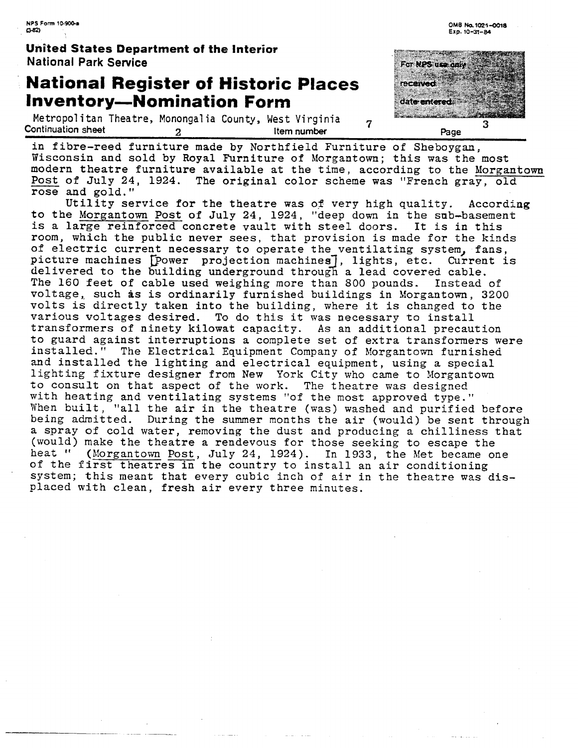in fibre-reed furniture made by Northfield Furniture of Sheboygan, Wisconsin and sold by Royal Furniture of Morgantown; this was the most modern theatre furniture available at the time, according to the Morgantown Post of July 24, 1924. The original color scheme was "French gray, old rose and gold."

Utility service for the theatre was of very high quality. According to the Morgantown Post of July 24, 1924, "deep down in the sub-basement is a large reinforced concrete vault with steel doors. It is in this room, which the public never sees, that provision is made for the kinds of electric current necessary to operate the ventilating system, fans, picture machines [power projection machines], lights, etc. Current is delivered to the building underground through a lead covered cable. The 160 feet of cable used weighing more than 800 pounds. Instead of voltage, such as is ordinarily furnished buildings in Morgantown, 3200 volts is directly taken into the building, where it is changed to the various voltages desired. To do this it was necessary to install transformers of ninety kilowat capacity. As an additional precaution to guard against interruptions a complete set of extra transformers were installed." The Electrical Equipment Company of Morgantown furnished and installed the lighting and electrical equipment, using a special lighting fixture designer from New York City who came to Morgantown to consult on that aspect of the work. The theatre was designed with heating and ventilating systems "of the most approved type." When built, "all the air in the theatre (was) washed and purified before being admitted. During the summer months the air (would) be sent through a spray of cold water, removing the dust and producing a chilliness that (would) make the theatre a rendevous for those seeking to escape the heat " (Morgantown Post, July 24, 1924). In 1933, the Met became one of the first theatres in the country to install an air conditioning system; this meant that every cubic inch of air in the theatre was displaced with clean, fresh air every three minutes.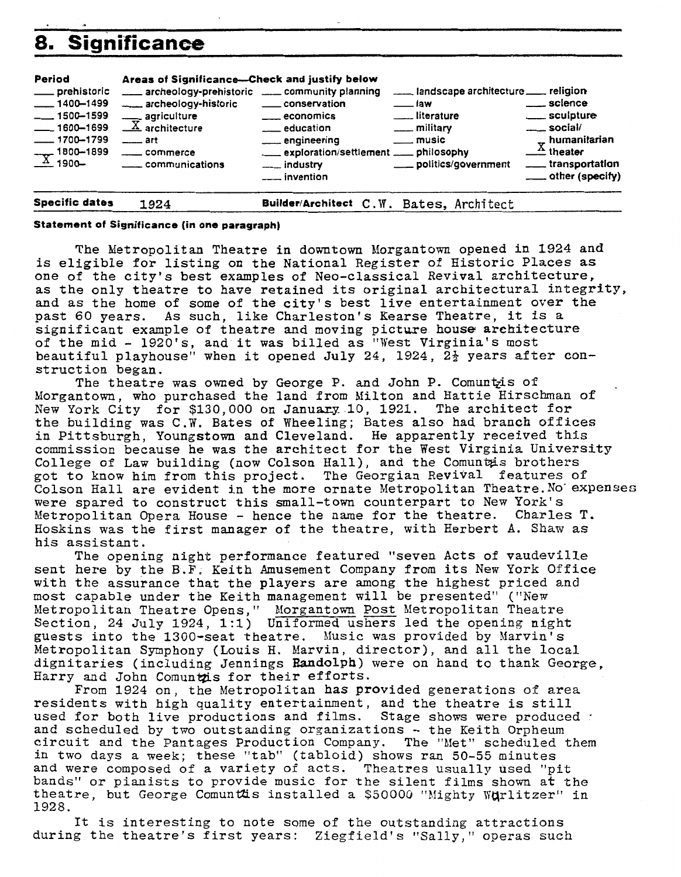## 8. Significance

| Period | Areas of Significance—Check and justify below | | | |
|---|---|---|---|---|
| ___ prehistoric | ___ archeology-prehistoric | ___ community planning | ___ landscape architecture | ___ religion |
| ___ 1400–1499 | ___ archeology-historic | ___ conservation | ___ law | ___ science |
| ___ 1500–1599 | ___ agriculture | ___ economics | ___ literature | ___ sculpture |
| ___ 1600–1699 | X architecture | ___ education | ___ military | ___ social/humanitarian |
| ___ 1700–1799 | ___ art | ___ engineering | ___ music | X theater |
| ___ 1800–1899 | ___ commerce | ___ exploration/settlement | ___ philosophy | ___ transportation |
| X 1900– | ___ communications | ___ industry | ___ politics/government | ___ other (specify) |
| | | ___ invention | | |

**Specific dates** 1924 **Builder/Architect** C.W. Bates, Architect

**Statement of Significance (in one paragraph)**

The Metropolitan Theatre in downtown Morgantown opened in 1924 and is eligible for listing on the National Register of Historic Places as one of the city's best examples of Neo-classical Revival architecture, as the only theatre to have retained its original architectural integrity, and as the home of some of the city's best live entertainment over the past 60 years. As such, like Charleston's Kearse Theatre, it is a significant example of theatre and moving picture house architecture of the mid - 1920's, and it was billed as "West Virginia's most beautiful playhouse" when it opened July 24, 1924, 2½ years after construction began.

The theatre was owned by George P. and John P. Comuntzis of Morgantown, who purchased the land from Milton and Hattie Hirschman of New York City for $130,000 on January 10, 1921. The architect for the building was C.W. Bates of Wheeling; Bates also had branch offices in Pittsburgh, Youngstown and Cleveland. He apparently received this commission because he was the architect for the West Virginia University College of Law building (now Colson Hall), and the Comuntzis brothers got to know him from this project. The Georgian Revival features of Colson Hall are evident in the more ornate Metropolitan Theatre. No expenses were spared to construct this small-town counterpart to New York's Metropolitan Opera House - hence the name for the theatre. Charles T. Hoskins was the first manager of the theatre, with Herbert A. Shaw as his assistant.

The opening night performance featured "seven Acts of vaudeville sent here by the B.F. Keith Amusement Company from its New York Office with the assurance that the players are among the highest priced and most capable under the Keith management will be presented" ("New Metropolitan Theatre Opens," Morgantown Post Metropolitan Theatre Section, 24 July 1924, 1:1) Uniformed ushers led the opening night guests into the 1300-seat theatre. Music was provided by Marvin's Metropolitan Symphony (Louis H. Marvin, director), and all the local dignitaries (including Jennings Randolph) were on hand to thank George, Harry and John Comuntzis for their efforts.

From 1924 on, the Metropolitan has provided generations of area residents with high quality entertainment, and the theatre is still used for both live productions and films. Stage shows were produced and scheduled by two outstanding organizations - the Keith Orpheum circuit and the Pantages Production Company. The "Met" scheduled them in two days a week; these "tab" (tabloid) shows ran 50-55 minutes and were composed of a variety of acts. Theatres usually used "pit bands" or pianists to provide music for the silent films shown at the theatre, but George Comuntzis installed a $50000 "Mighty Wurlitzer" in 1928.

It is interesting to note some of the outstanding attractions during the theatre's first years: Ziegfield's "Sally," operas such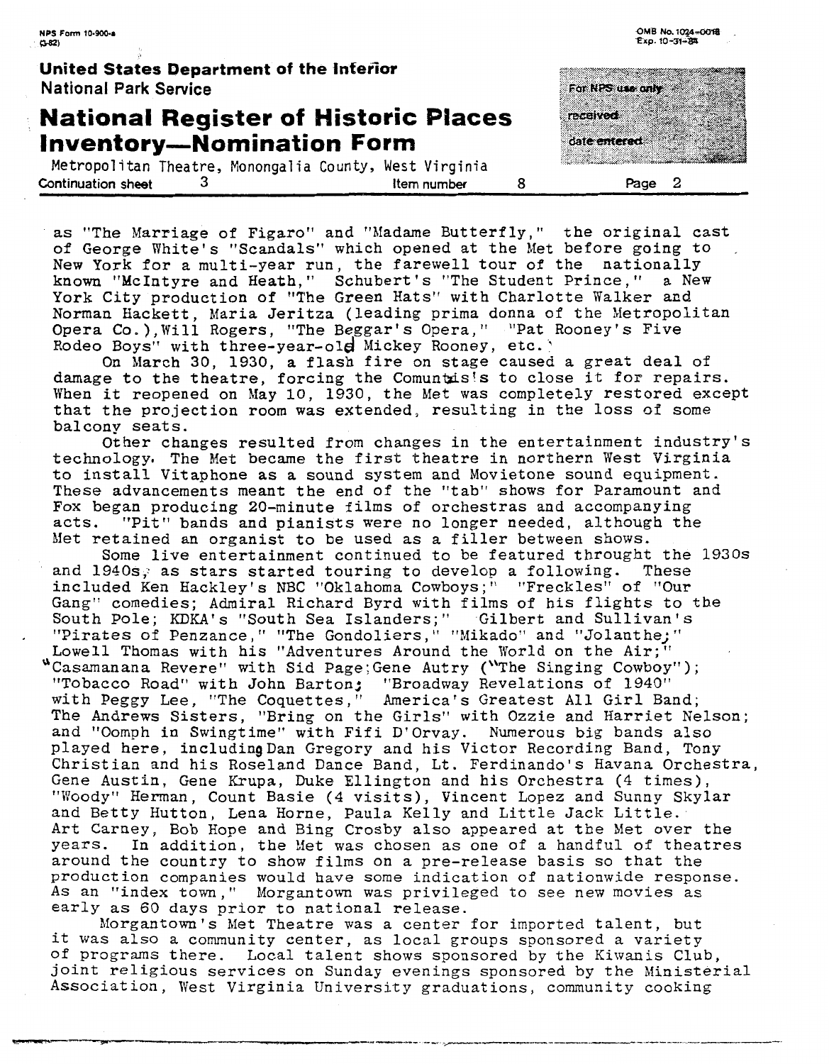as "The Marriage of Figaro" and "Madame Butterfly," the original cast of George White's "Scandals" which opened at the Met before going to New York for a multi-year run, the farewell tour of the nationally known "McIntyre and Heath," Schubert's "The Student Prince," a New York City production of "The Green Hats" with Charlotte Walker and Norman Hackett, Maria Jeritza (leading prima donna of the Metropolitan Opera Co.),Will Rogers, "The Beggar's Opera," "Pat Rooney's Five Rodeo Boys" with three-year-old Mickey Rooney, etc.)

On March 30, 1930, a flash fire on stage caused a great deal of damage to the theatre, forcing the Comuntzis's to close it for repairs. When it reopened on May 10, 1930, the Met was completely restored except that the projection room was extended, resulting in the loss of some balcony seats.

Other changes resulted from changes in the entertainment industry's technology. The Met became the first theatre in northern West Virginia to install Vitaphone as a sound system and Movietone sound equipment. These advancements meant the end of the "tab" shows for Paramount and Fox began producing 20-minute films of orchestras and accompanying acts. "Pit" bands and pianists were no longer needed, although the Met retained an organist to be used as a filler between shows.

Some live entertainment continued to be featured throught the 1930s and 1940s, as stars started touring to develop a following. These included Ken Hackley's NBC "Oklahoma Cowboys;" "Freckles" of "Our Gang" comedies; Admiral Richard Byrd with films of his flights to the South Pole; KDKA's "South Sea Islanders;" Gilbert and Sullivan's "Pirates of Penzance," "The Gondoliers," "Mikado" and "Jolanthe;" Lowell Thomas with his "Adventures Around the World on the Air;" "Casamanana Revere" with Sid Page;Gene Autry ("The Singing Cowboy"); "Tobacco Road" with John Barton; "Broadway Revelations of 1940" with Peggy Lee, "The Coquettes," America's Greatest All Girl Band; The Andrews Sisters, "Bring on the Girls" with Ozzie and Harriet Nelson; and "Oomph in Swingtime" with Fifi D'Orvay. Numerous big bands also played here, including Dan Gregory and his Victor Recording Band, Tony Christian and his Roseland Dance Band, Lt. Ferdinando's Havana Orchestra, Gene Austin, Gene Krupa, Duke Ellington and his Orchestra (4 times), "Woody" Herman, Count Basie (4 visits), Vincent Lopez and Sunny Skylar and Betty Hutton, Lena Horne, Paula Kelly and Little Jack Little. Art Carney, Bob Hope and Bing Crosby also appeared at the Met over the years. In addition, the Met was chosen as one of a handful of theatres around the country to show films on a pre-release basis so that the production companies would have some indication of nationwide response. As an "index town," Morgantown was privileged to see new movies as early as 60 days prior to national release.

Morgantown's Met Theatre was a center for imported talent, but it was also a community center, as local groups sponsored a variety of programs there. Local talent shows sponsored by the Kiwanis Club, joint religious services on Sunday evenings sponsored by the Ministerial Association, West Virginia University graduations, community cooking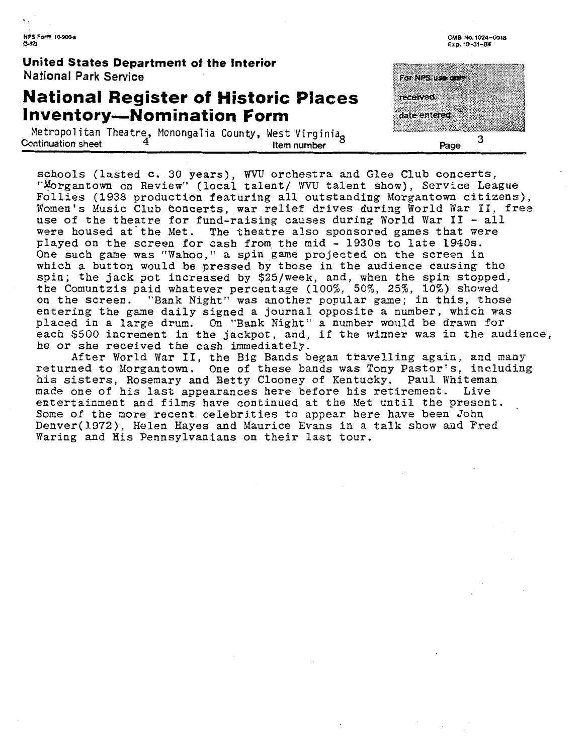schools (lasted c. 30 years), WVU orchestra and Glee Club concerts, "Morgantown on Review" (local talent/ WVU talent show), Service League Follies (1938 production featuring all outstanding Morgantown citizens), Women's Music Club concerts, war relief drives during World War II, free use of the theatre for fund-raising causes during World War II - all were housed at the Met. The theatre also sponsored games that were played on the screen for cash from the mid - 1930s to late 1940s. One such game was "Wahoo," a spin game projected on the screen in which a button would be pressed by those in the audience causing the spin; the jack pot increased by $25/week, and, when the spin stopped, the Comuntzis paid whatever percentage (100%, 50%, 25%, 10%) showed on the screen. "Bank Night" was another popular game; in this, those entering the game daily signed a journal opposite a number, which was placed in a large drum. On "Bank Night" a number would be drawn for each $500 increment in the jackpot, and, if the winner was in the audience, he or she received the cash immediately.

After World War II, the Big Bands began travelling again, and many returned to Morgantown. One of these bands was Tony Pastor's, including his sisters, Rosemary and Betty Clooney of Kentucky. Paul Whiteman made one of his last appearances here before his retirement. Live entertainment and films have continued at the Met until the present. Some of the more recent celebrities to appear here have been John Denver(1972), Helen Hayes and Maurice Evans in a talk show and Fred Waring and His Pennsylvanians on their last tour.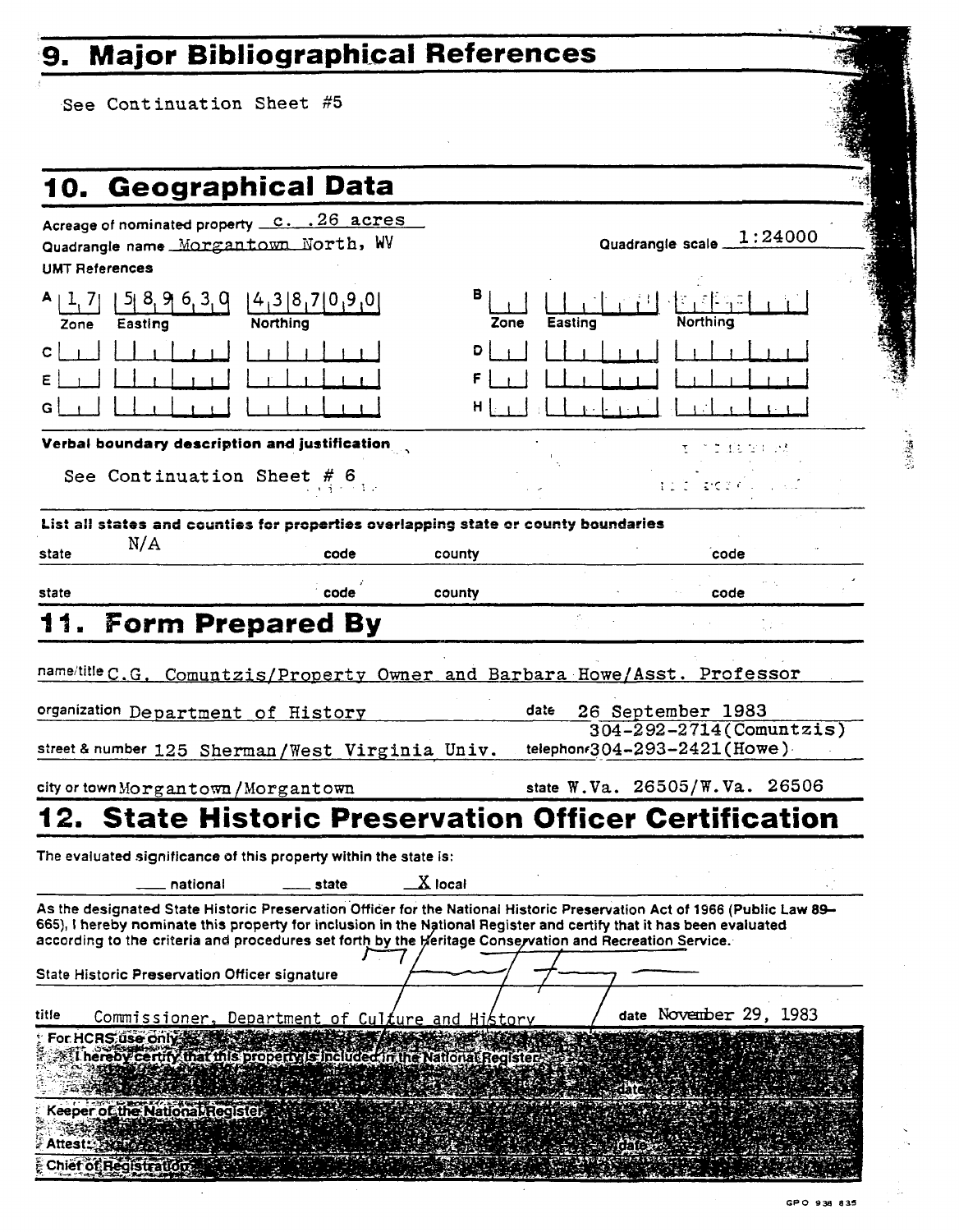## 9. Major Bibliographical References

See Continuation Sheet #5

## 10. Geographical Data

Acreage of nominated property c. .26 acres

Quadrangle name Morgantown North, WV

Quadrangle scale 1:24000

UMT References

| | Zone | Easting | Northing | | Zone | Easting | Northing |
|---|---|---|---|---|---|---|---|
| A | 17 | 589630 | 4387090 | B | | | |
| C | | | | D | | | |
| E | | | | F | | | |
| G | | | | H | | | |

**Verbal boundary description and justification**

See Continuation Sheet # 6

**List all states and counties for properties overlapping state or county boundaries**

| state | code | county | code |
|---|---|---|---|
| N/A | | | |
| | | | |

## 11. Form Prepared By

name/title C.G. Comuntzis/Property Owner and Barbara Howe/Asst. Professor

organization Department of History

date 26 September 1983

street & number 125 Sherman/West Virginia Univ.

telephone 304-292-2714(Comuntzis) 304-293-2421(Howe)

city or town Morgantown/Morgantown

state W.Va. 26505/W.Va. 26506

## 12. State Historic Preservation Officer Certification

The evaluated significance of this property within the state is:

___ national ___ state X local

As the designated State Historic Preservation Officer for the National Historic Preservation Act of 1966 (Public Law 89-665), I hereby nominate this property for inclusion in the National Register and certify that it has been evaluated according to the criteria and procedures set forth by the Heritage Conservation and Recreation Service.

State Historic Preservation Officer signature

title Commissioner, Department of Culture and History

date November 29, 1983

For HCRS use only

I hereby certify that this property is included in the National Register

date

Keeper of the National Register

Attest:

date

Chief of Registration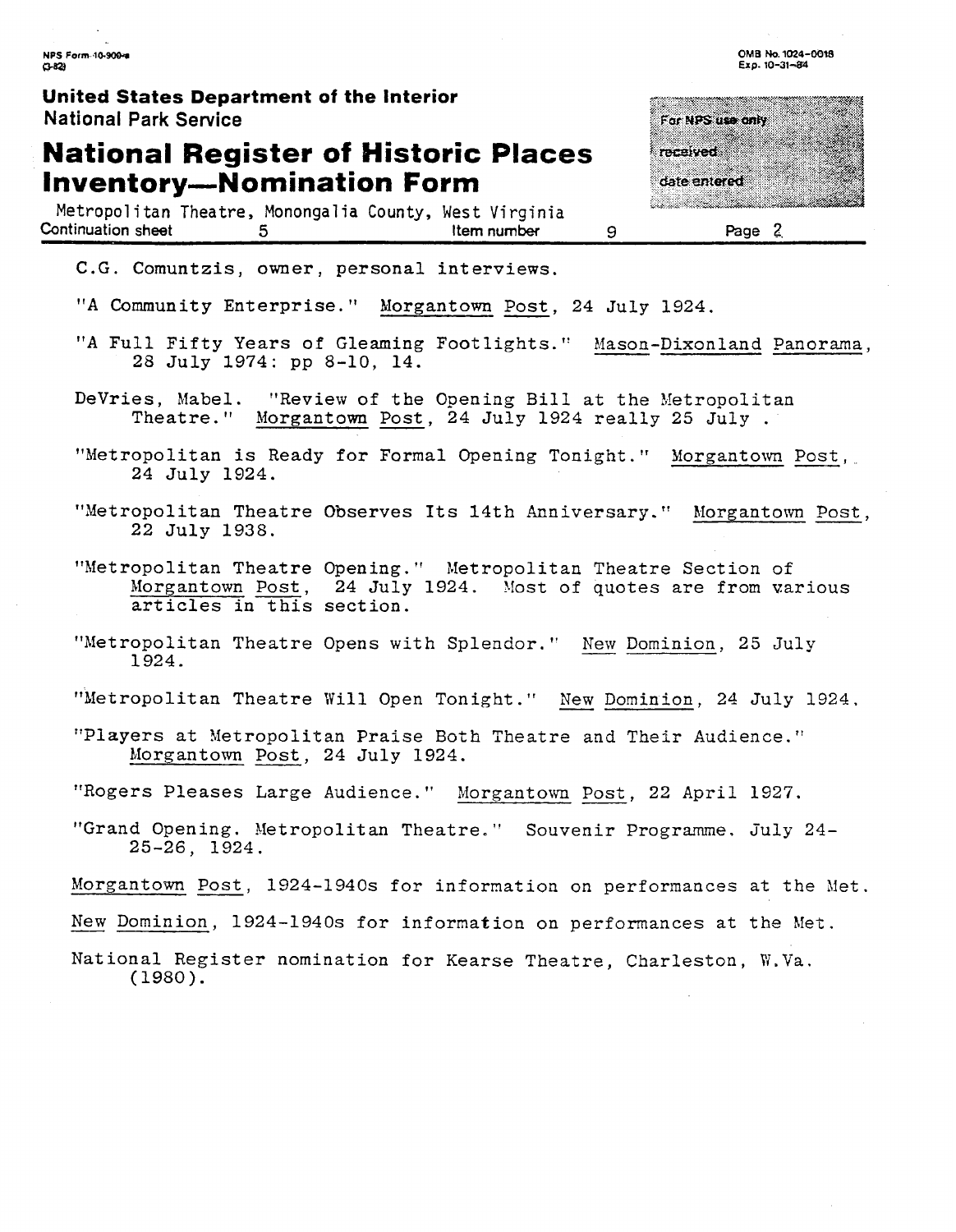**United States Department of the Interior**
National Park Service

# National Register of Historic Places Inventory—Nomination Form

For NPS use only
received
date entered

Metropolitan Theatre, Monongalia County, West Virginia
Continuation sheet 5 Item number 9 Page 2

C.G. Comuntzis, owner, personal interviews.

"A Community Enterprise." Morgantown Post, 24 July 1924.

"A Full Fifty Years of Gleaming Footlights." Mason-Dixonland Panorama, 28 July 1974: pp 8-10, 14.

DeVries, Mabel. "Review of the Opening Bill at the Metropolitan Theatre." Morgantown Post, 24 July 1924 really 25 July .

"Metropolitan is Ready for Formal Opening Tonight." Morgantown Post, 24 July 1924.

"Metropolitan Theatre Observes Its 14th Anniversary." Morgantown Post, 22 July 1938.

"Metropolitan Theatre Opening." Metropolitan Theatre Section of Morgantown Post, 24 July 1924. Most of quotes are from various articles in this section.

"Metropolitan Theatre Opens with Splendor." New Dominion, 25 July 1924.

"Metropolitan Theatre Will Open Tonight." New Dominion, 24 July 1924.

"Players at Metropolitan Praise Both Theatre and Their Audience." Morgantown Post, 24 July 1924.

"Rogers Pleases Large Audience." Morgantown Post, 22 April 1927.

"Grand Opening. Metropolitan Theatre." Souvenir Programme. July 24-25-26, 1924.

Morgantown Post, 1924-1940s for information on performances at the Met.

New Dominion, 1924-1940s for information on performances at the Met.

National Register nomination for Kearse Theatre, Charleston, W.Va. (1980).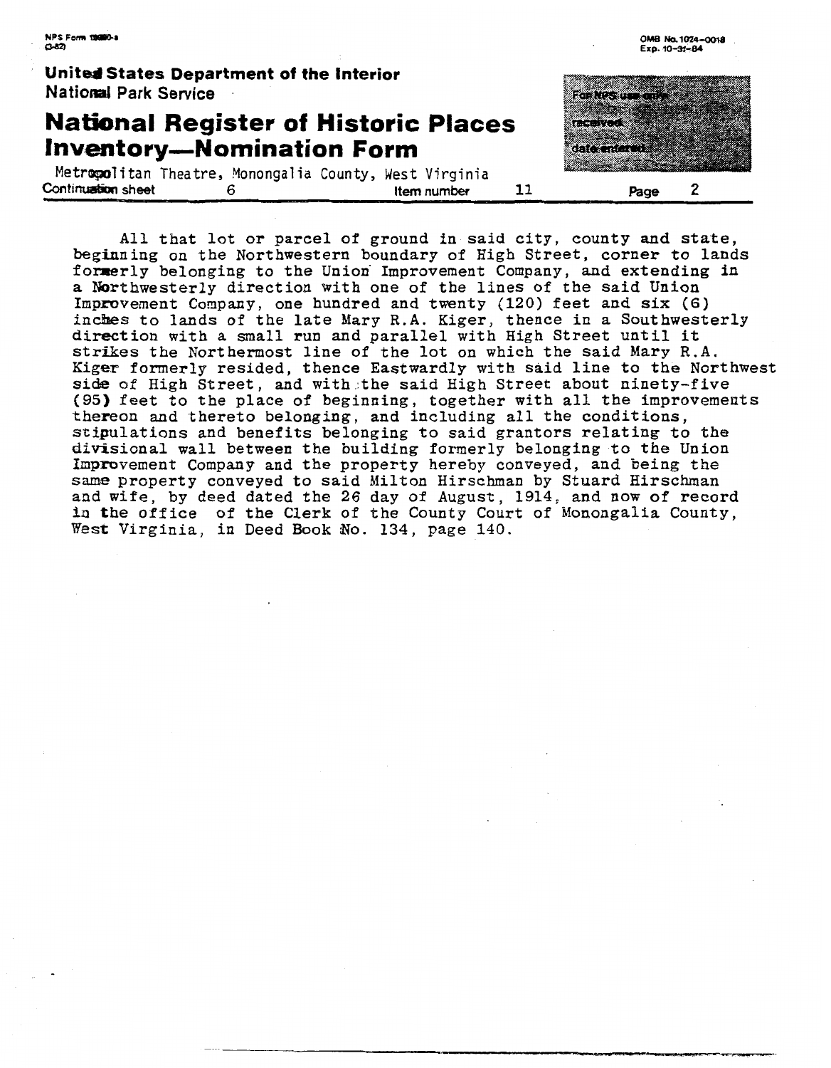Metropolitan Theatre, Monongalia County, West Virginia

Continuation sheet 6 | Item number 11 | Page 2

All that lot or parcel of ground in said city, county and state, beginning on the Northwestern boundary of High Street, corner to lands formerly belonging to the Union Improvement Company, and extending in a Northwesterly direction with one of the lines of the said Union Improvement Company, one hundred and twenty (120) feet and six (6) inches to lands of the late Mary R.A. Kiger, thence in a Southwesterly direction with a small run and parallel with High Street until it strikes the Northermost line of the lot on which the said Mary R.A. Kiger formerly resided, thence Eastwardly with said line to the Northwest side of High Street, and with the said High Street about ninety-five (95) feet to the place of beginning, together with all the improvements thereon and thereto belonging, and including all the conditions, stipulations and benefits belonging to said grantors relating to the divisional wall between the building formerly belonging to the Union Improvement Company and the property hereby conveyed, and being the same property conveyed to said Milton Hirschman by Stuard Hirschman and wife, by deed dated the 26 day of August, 1914, and now of record in the office of the Clerk of the County Court of Monongalia County, West Virginia, in Deed Book No. 134, page 140.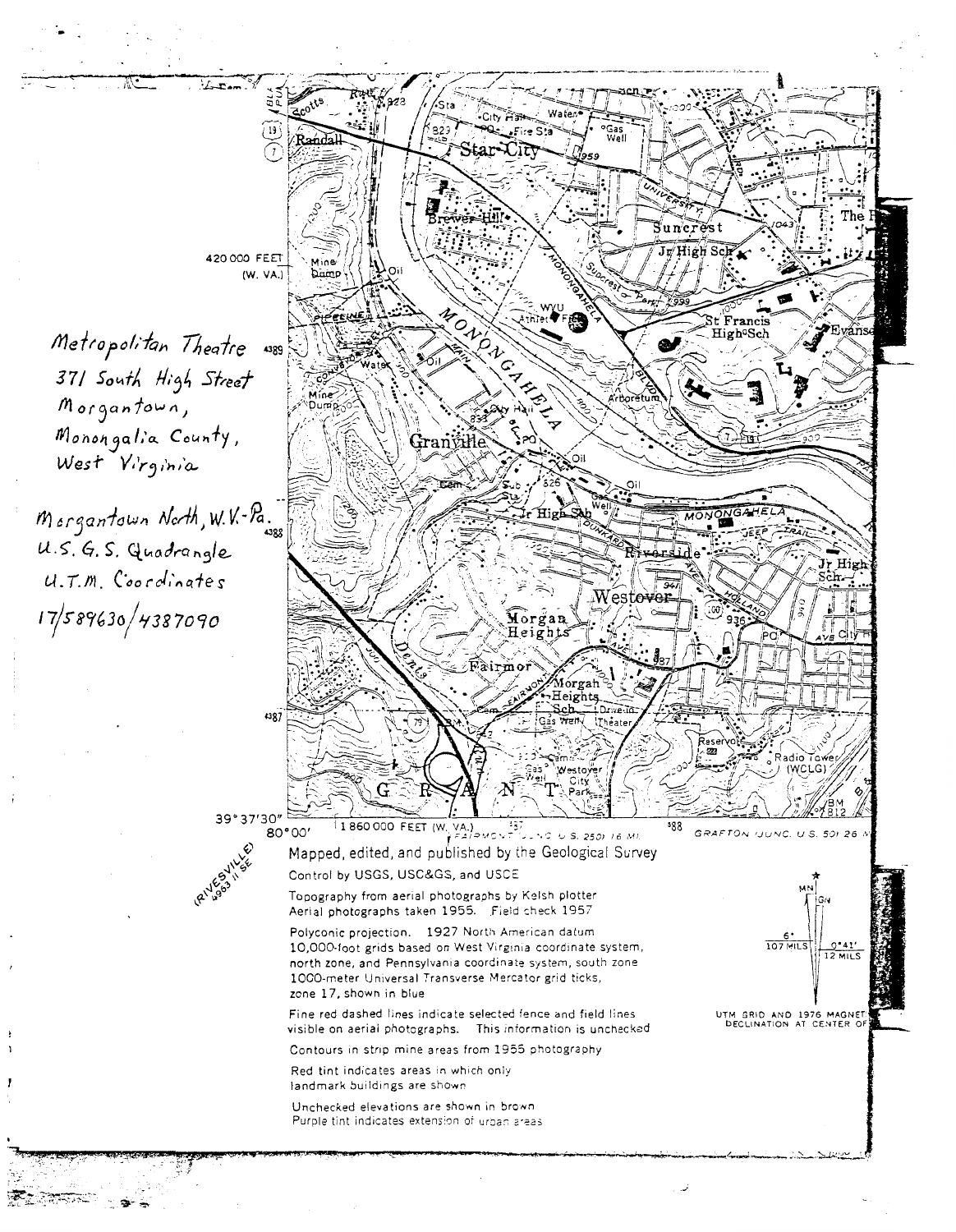Metropolitan Theatre
371 South High Street
Morgantown,
Monongalia County,
West Virginia

Morgantown North, W.V.-Pa.
U.S.G.S. Quadrangle
U.T.M. Coordinates
17/589630/4387090

(RIVESVILLE)
4963 II SE

Mapped, edited, and published by the Geological Survey

Control by USGS, USC&GS, and USCE

Topography from aerial photographs by Kelsh plotter
Aerial photographs taken 1955. Field check 1957

Polyconic projection. 1927 North American datum
10,000-foot grids based on West Virginia coordinate system, north zone, and Pennsylvania coordinate system, south zone
1000-meter Universal Transverse Mercator grid ticks, zone 17, shown in blue

Fine red dashed lines indicate selected fence and field lines visible on aerial photographs. This information is unchecked

Contours in strip mine areas from 1955 photography

Red tint indicates areas in which only landmark buildings are shown

Unchecked elevations are shown in brown
Purple tint indicates extension of urban areas

UTM GRID AND 1976 MAGNETIC DECLINATION AT CENTER OF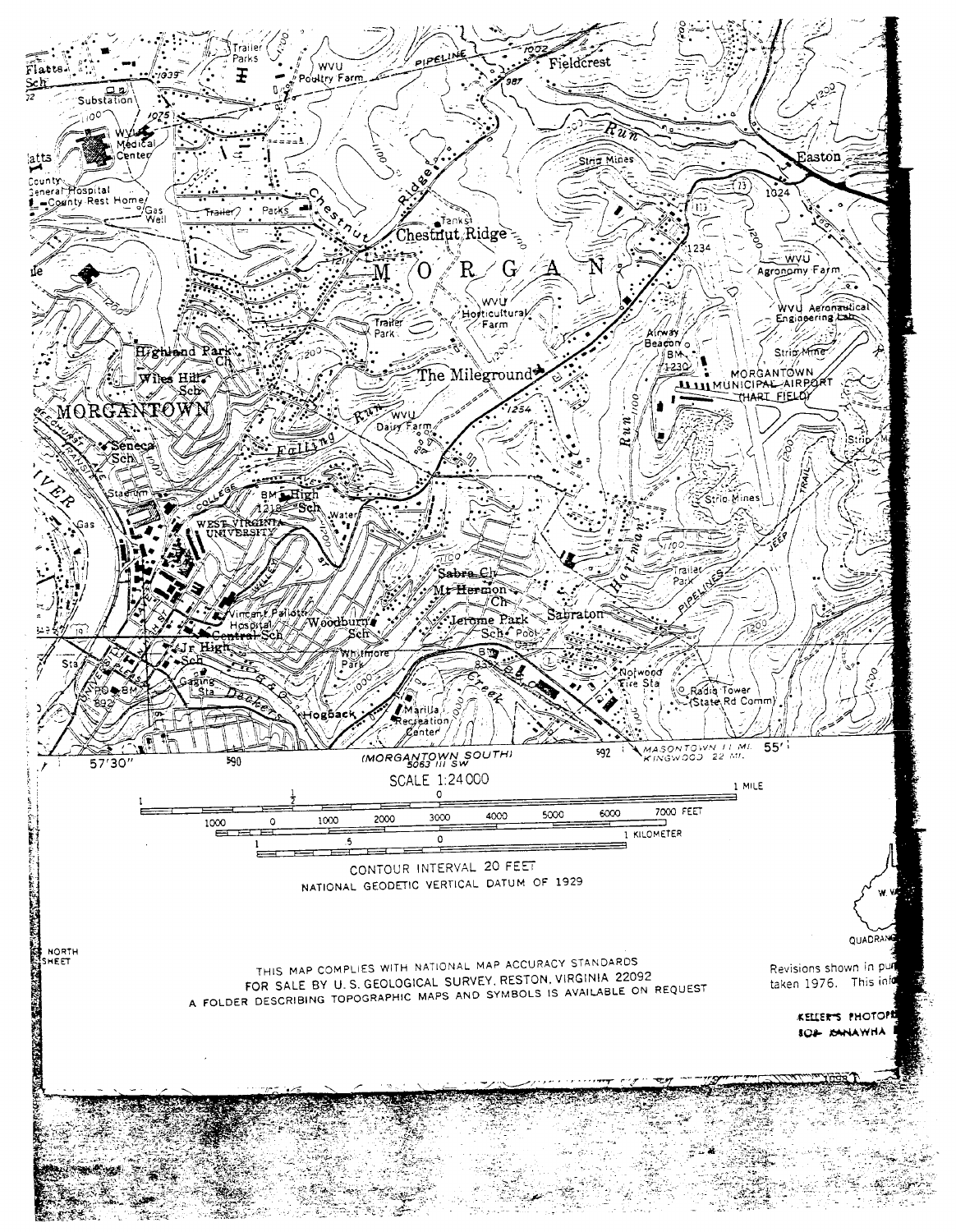(MORGANTOWN SOUTH)
5063 III SW

57'30"

590

592

MASONTOWN 11 MI.
KINGWOOD 22 MI.

55'

SCALE 1:24000

1 ½ 0 1 MILE

1000 0 1000 2000 3000 4000 5000 6000 7000 FEET

1 .5 0 1 KILOMETER

CONTOUR INTERVAL 20 FEET

NATIONAL GEODETIC VERTICAL DATUM OF 1929

NORTH
SHEET

THIS MAP COMPLIES WITH NATIONAL MAP ACCURACY STANDARDS

FOR SALE BY U. S. GEOLOGICAL SURVEY, RESTON, VIRGINIA 22092

A FOLDER DESCRIBING TOPOGRAPHIC MAPS AND SYMBOLS IS AVAILABLE ON REQUEST

QUADRANG

Revisions shown in pur
taken 1976. This info

KELLER'S PHOTOP
108 KANAWHA